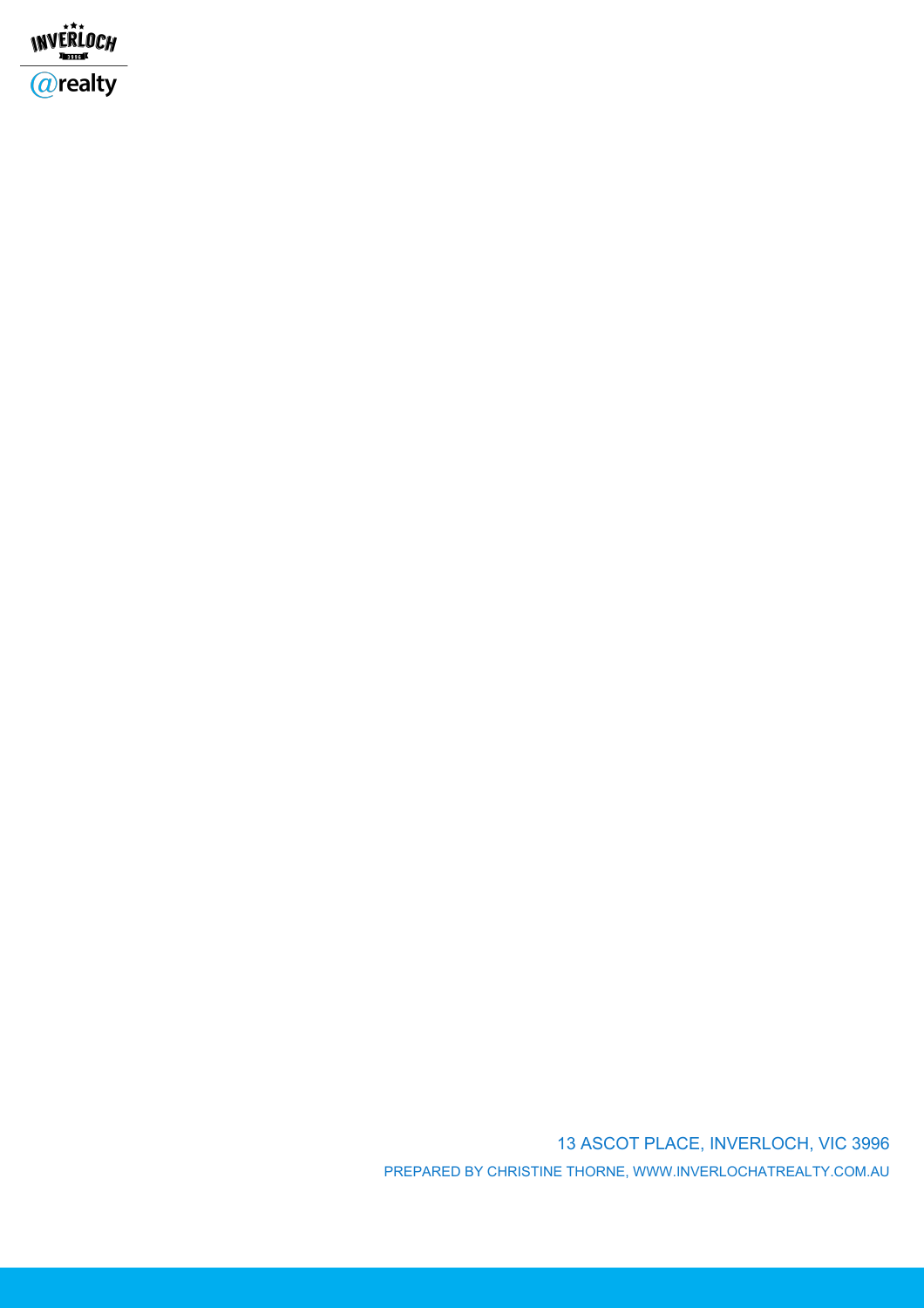13 ASCOT PLACE, INVERLOCH, VIC 3996

PREPARED BY CHRISTINE THORNE, WWW.INVERLOCHATREALTY.COM.AU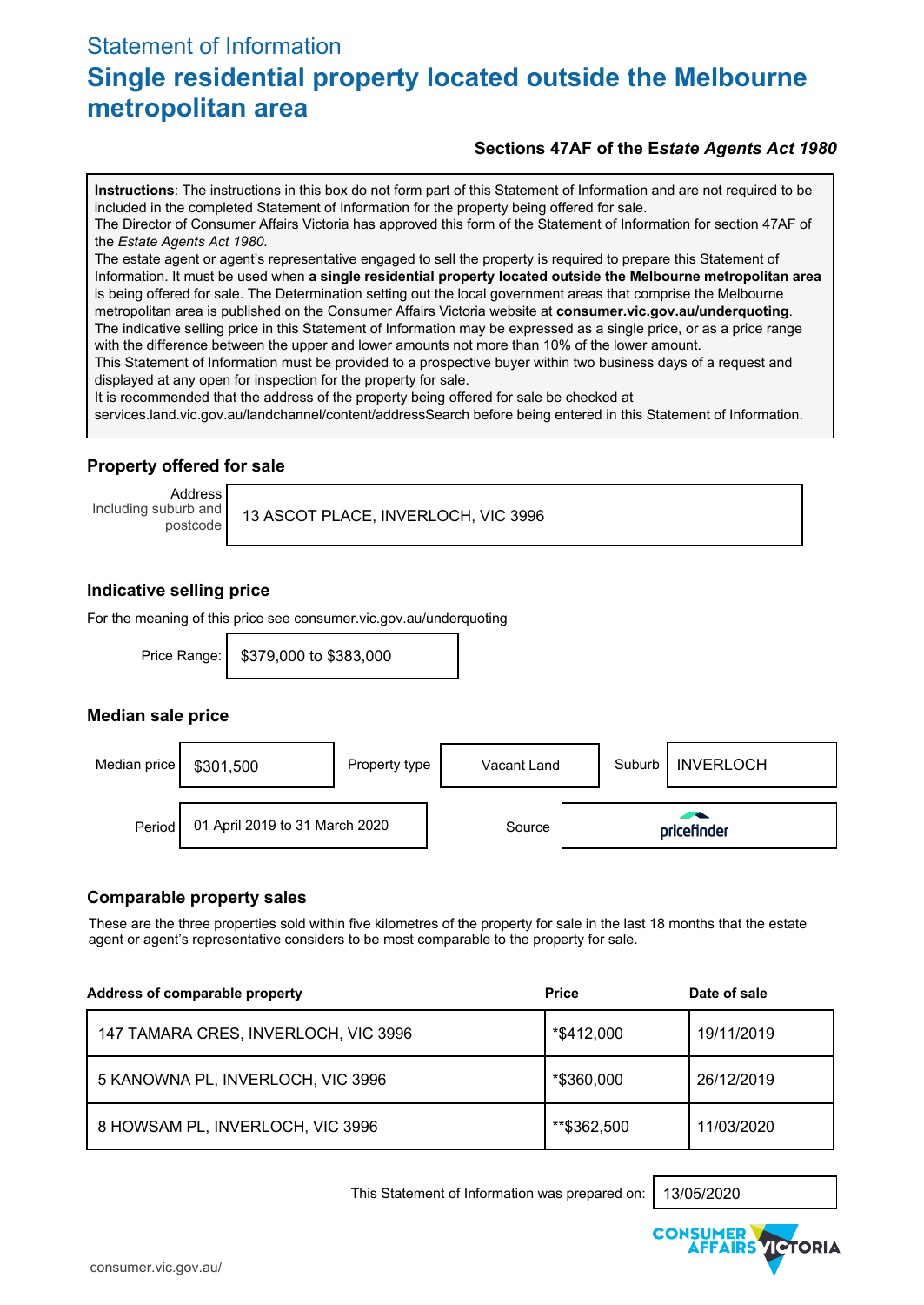# Statement of Information

# Single residential property located outside the Melbourne metropolitan area

**Sections 47AF of the E*state Agents Act 1980***

**Instructions**: The instructions in this box do not form part of this Statement of Information and are not required to be included in the completed Statement of Information for the property being offered for sale.
The Director of Consumer Affairs Victoria has approved this form of the Statement of Information for section 47AF of the *Estate Agents Act 1980.*
The estate agent or agent's representative engaged to sell the property is required to prepare this Statement of Information. It must be used when **a single residential property located outside the Melbourne metropolitan area** is being offered for sale. The Determination setting out the local government areas that comprise the Melbourne metropolitan area is published on the Consumer Affairs Victoria website at **consumer.vic.gov.au/underquoting**.
The indicative selling price in this Statement of Information may be expressed as a single price, or as a price range with the difference between the upper and lower amounts not more than 10% of the lower amount.
This Statement of Information must be provided to a prospective buyer within two business days of a request and displayed at any open for inspection for the property for sale.
It is recommended that the address of the property being offered for sale be checked at services.land.vic.gov.au/landchannel/content/addressSearch before being entered in this Statement of Information.

## Property offered for sale

| | |
|---|---|
| Address Including suburb and postcode | 13 ASCOT PLACE, INVERLOCH, VIC 3996 |

## Indicative selling price

For the meaning of this price see consumer.vic.gov.au/underquoting

| | |
|---|---|
| Price Range: | $379,000 to $383,000 |

## Median sale price

| | | | | | |
|---|---|---|---|---|---|
| Median price | $301,500 | Property type | Vacant Land | Suburb | INVERLOCH |
| Period | 01 April 2019 to 31 March 2020 | Source | pricefinder | | |

## Comparable property sales

These are the three properties sold within five kilometres of the property for sale in the last 18 months that the estate agent or agent's representative considers to be most comparable to the property for sale.

| Address of comparable property | Price | Date of sale |
|---|---|---|
| 147 TAMARA CRES, INVERLOCH, VIC 3996 | *$412,000 | 19/11/2019 |
| 5 KANOWNA PL, INVERLOCH, VIC 3996 | *$360,000 | 26/12/2019 |
| 8 HOWSAM PL, INVERLOCH, VIC 3996 | **$362,500 | 11/03/2020 |

This Statement of Information was prepared on: 13/05/2020

consumer.vic.gov.au/